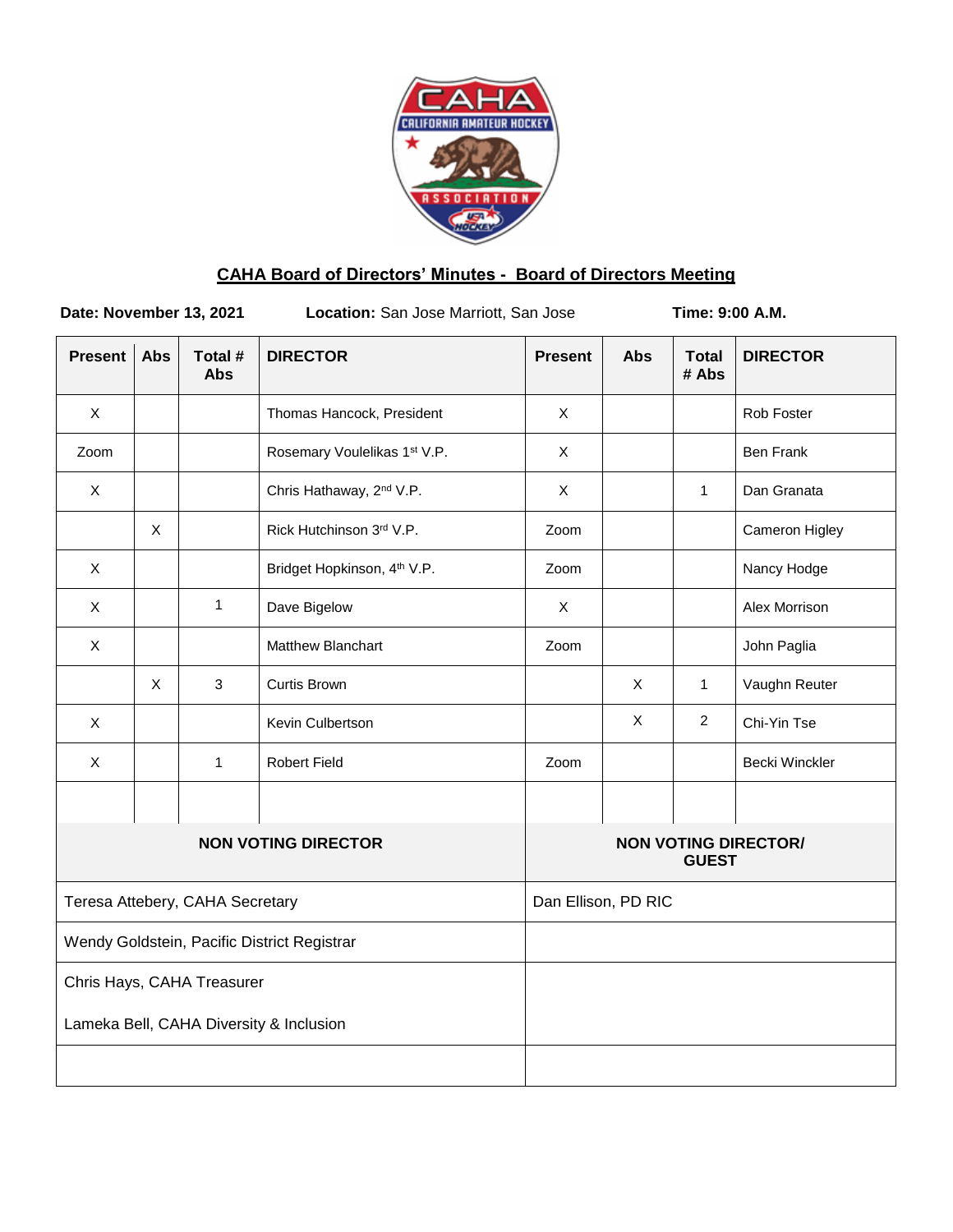## CAHA Board of Directors' Minutes - Board of Directors Meeting

**Date: November 13, 2021** **Location:** San Jose Marriott, San Jose **Time: 9:00 A.M.**

| Present | Abs | Total # Abs | DIRECTOR | Present | Abs | Total # Abs | DIRECTOR |
|---|---|---|---|---|---|---|---|
| X | | | Thomas Hancock, President | X | | | Rob Foster |
| Zoom | | | Rosemary Voulelikas 1st V.P. | X | | | Ben Frank |
| X | | | Chris Hathaway, 2nd V.P. | X | | 1 | Dan Granata |
| | X | | Rick Hutchinson 3rd V.P. | Zoom | | | Cameron Higley |
| X | | | Bridget Hopkinson, 4th V.P. | Zoom | | | Nancy Hodge |
| X | | 1 | Dave Bigelow | X | | | Alex Morrison |
| X | | | Matthew Blanchart | Zoom | | | John Paglia |
| | X | 3 | Curtis Brown | | X | 1 | Vaughn Reuter |
| X | | | Kevin Culbertson | | X | 2 | Chi-Yin Tse |
| X | | 1 | Robert Field | Zoom | | | Becki Winckler |
| | | | | | | | |

| NON VOTING DIRECTOR | NON VOTING DIRECTOR/ GUEST |
|---|---|
| Teresa Attebery, CAHA Secretary | Dan Ellison, PD RIC |
| Wendy Goldstein, Pacific District Registrar | |
| Chris Hays, CAHA Treasurer<br><br>Lameka Bell, CAHA Diversity & Inclusion | |
| | |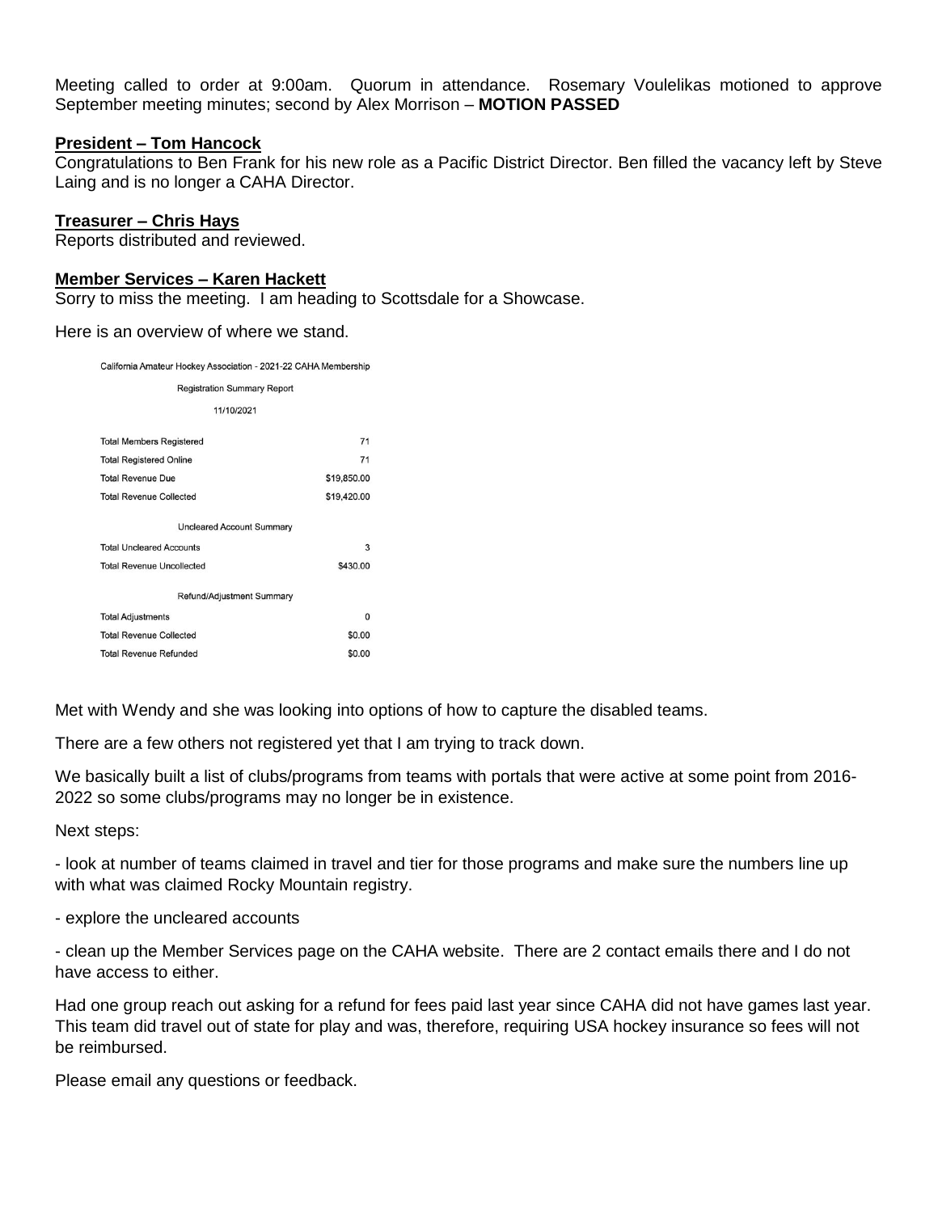Meeting called to order at 9:00am. Quorum in attendance. Rosemary Voulelikas motioned to approve September meeting minutes; second by Alex Morrison – **MOTION PASSED**

**President – Tom Hancock**

Congratulations to Ben Frank for his new role as a Pacific District Director. Ben filled the vacancy left by Steve Laing and is no longer a CAHA Director.

**Treasurer – Chris Hays**

Reports distributed and reviewed.

**Member Services – Karen Hackett**

Sorry to miss the meeting. I am heading to Scottsdale for a Showcase.

Here is an overview of where we stand.

California Amateur Hockey Association - 2021-22 CAHA Membership

Registration Summary Report

11/10/2021

| | |
|---|---|
| Total Members Registered | 71 |
| Total Registered Online | 71 |
| Total Revenue Due | $19,850.00 |
| Total Revenue Collected | $19,420.00 |
| **Uncleared Account Summary** | |
| Total Uncleared Accounts | 3 |
| Total Revenue Uncollected | $430.00 |
| **Refund/Adjustment Summary** | |
| Total Adjustments | 0 |
| Total Revenue Collected | $0.00 |
| Total Revenue Refunded | $0.00 |

Met with Wendy and she was looking into options of how to capture the disabled teams.

There are a few others not registered yet that I am trying to track down.

We basically built a list of clubs/programs from teams with portals that were active at some point from 2016-2022 so some clubs/programs may no longer be in existence.

Next steps:

- look at number of teams claimed in travel and tier for those programs and make sure the numbers line up with what was claimed Rocky Mountain registry.

- explore the uncleared accounts

- clean up the Member Services page on the CAHA website. There are 2 contact emails there and I do not have access to either.

Had one group reach out asking for a refund for fees paid last year since CAHA did not have games last year. This team did travel out of state for play and was, therefore, requiring USA hockey insurance so fees will not be reimbursed.

Please email any questions or feedback.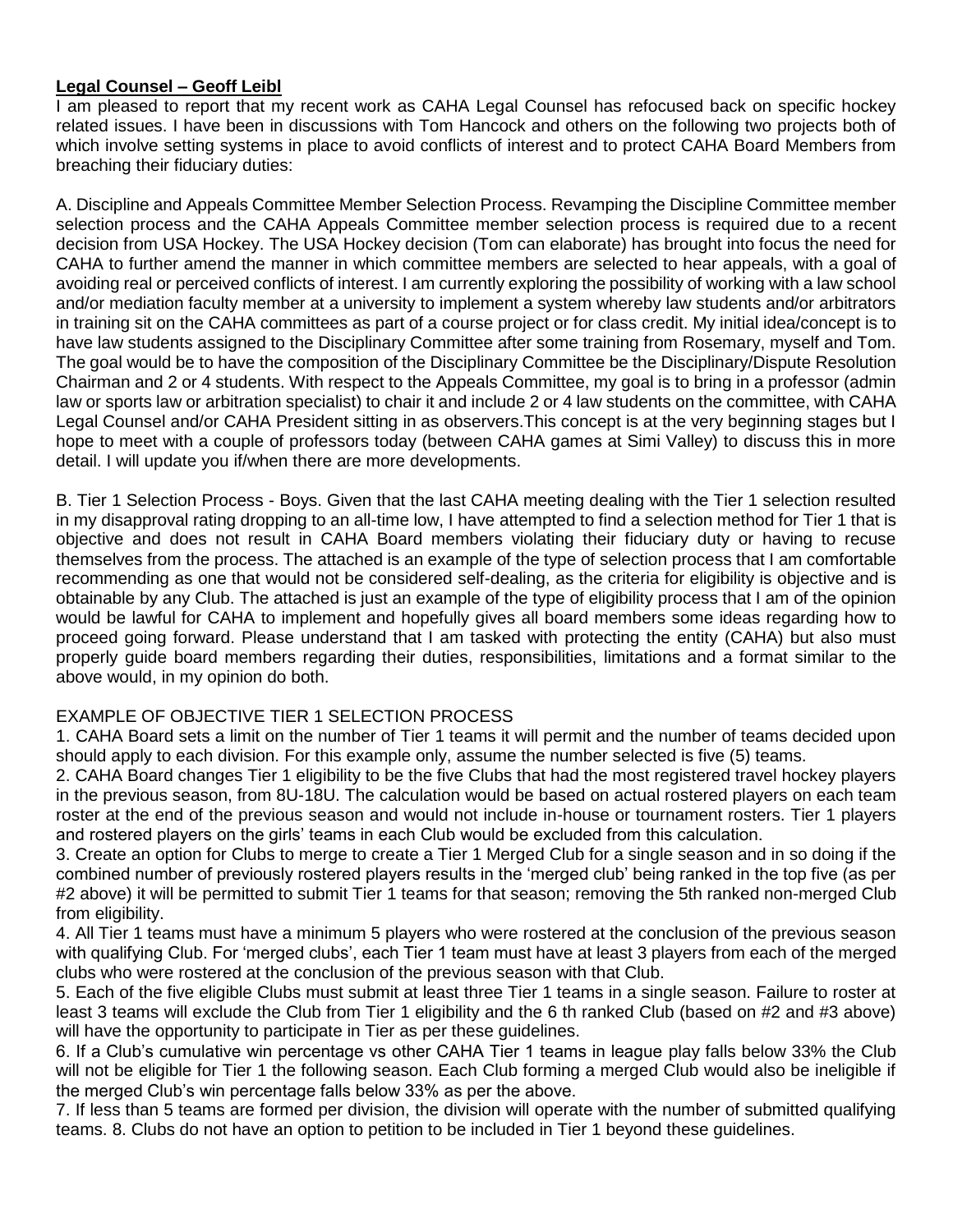**Legal Counsel – Geoff Leibl**

I am pleased to report that my recent work as CAHA Legal Counsel has refocused back on specific hockey related issues. I have been in discussions with Tom Hancock and others on the following two projects both of which involve setting systems in place to avoid conflicts of interest and to protect CAHA Board Members from breaching their fiduciary duties:

A. Discipline and Appeals Committee Member Selection Process. Revamping the Discipline Committee member selection process and the CAHA Appeals Committee member selection process is required due to a recent decision from USA Hockey. The USA Hockey decision (Tom can elaborate) has brought into focus the need for CAHA to further amend the manner in which committee members are selected to hear appeals, with a goal of avoiding real or perceived conflicts of interest. I am currently exploring the possibility of working with a law school and/or mediation faculty member at a university to implement a system whereby law students and/or arbitrators in training sit on the CAHA committees as part of a course project or for class credit. My initial idea/concept is to have law students assigned to the Disciplinary Committee after some training from Rosemary, myself and Tom. The goal would be to have the composition of the Disciplinary Committee be the Disciplinary/Dispute Resolution Chairman and 2 or 4 students. With respect to the Appeals Committee, my goal is to bring in a professor (admin law or sports law or arbitration specialist) to chair it and include 2 or 4 law students on the committee, with CAHA Legal Counsel and/or CAHA President sitting in as observers.This concept is at the very beginning stages but I hope to meet with a couple of professors today (between CAHA games at Simi Valley) to discuss this in more detail. I will update you if/when there are more developments.

B. Tier 1 Selection Process - Boys. Given that the last CAHA meeting dealing with the Tier 1 selection resulted in my disapproval rating dropping to an all-time low, I have attempted to find a selection method for Tier 1 that is objective and does not result in CAHA Board members violating their fiduciary duty or having to recuse themselves from the process. The attached is an example of the type of selection process that I am comfortable recommending as one that would not be considered self-dealing, as the criteria for eligibility is objective and is obtainable by any Club. The attached is just an example of the type of eligibility process that I am of the opinion would be lawful for CAHA to implement and hopefully gives all board members some ideas regarding how to proceed going forward. Please understand that I am tasked with protecting the entity (CAHA) but also must properly guide board members regarding their duties, responsibilities, limitations and a format similar to the above would, in my opinion do both.

EXAMPLE OF OBJECTIVE TIER 1 SELECTION PROCESS

1. CAHA Board sets a limit on the number of Tier 1 teams it will permit and the number of teams decided upon should apply to each division. For this example only, assume the number selected is five (5) teams.
2. CAHA Board changes Tier 1 eligibility to be the five Clubs that had the most registered travel hockey players in the previous season, from 8U-18U. The calculation would be based on actual rostered players on each team roster at the end of the previous season and would not include in-house or tournament rosters. Tier 1 players and rostered players on the girls' teams in each Club would be excluded from this calculation.
3. Create an option for Clubs to merge to create a Tier 1 Merged Club for a single season and in so doing if the combined number of previously rostered players results in the 'merged club' being ranked in the top five (as per #2 above) it will be permitted to submit Tier 1 teams for that season; removing the 5th ranked non-merged Club from eligibility.
4. All Tier 1 teams must have a minimum 5 players who were rostered at the conclusion of the previous season with qualifying Club. For 'merged clubs', each Tier 1 team must have at least 3 players from each of the merged clubs who were rostered at the conclusion of the previous season with that Club.
5. Each of the five eligible Clubs must submit at least three Tier 1 teams in a single season. Failure to roster at least 3 teams will exclude the Club from Tier 1 eligibility and the 6 th ranked Club (based on #2 and #3 above) will have the opportunity to participate in Tier as per these guidelines.
6. If a Club's cumulative win percentage vs other CAHA Tier 1 teams in league play falls below 33% the Club will not be eligible for Tier 1 the following season. Each Club forming a merged Club would also be ineligible if the merged Club's win percentage falls below 33% as per the above.
7. If less than 5 teams are formed per division, the division will operate with the number of submitted qualifying teams. 8. Clubs do not have an option to petition to be included in Tier 1 beyond these guidelines.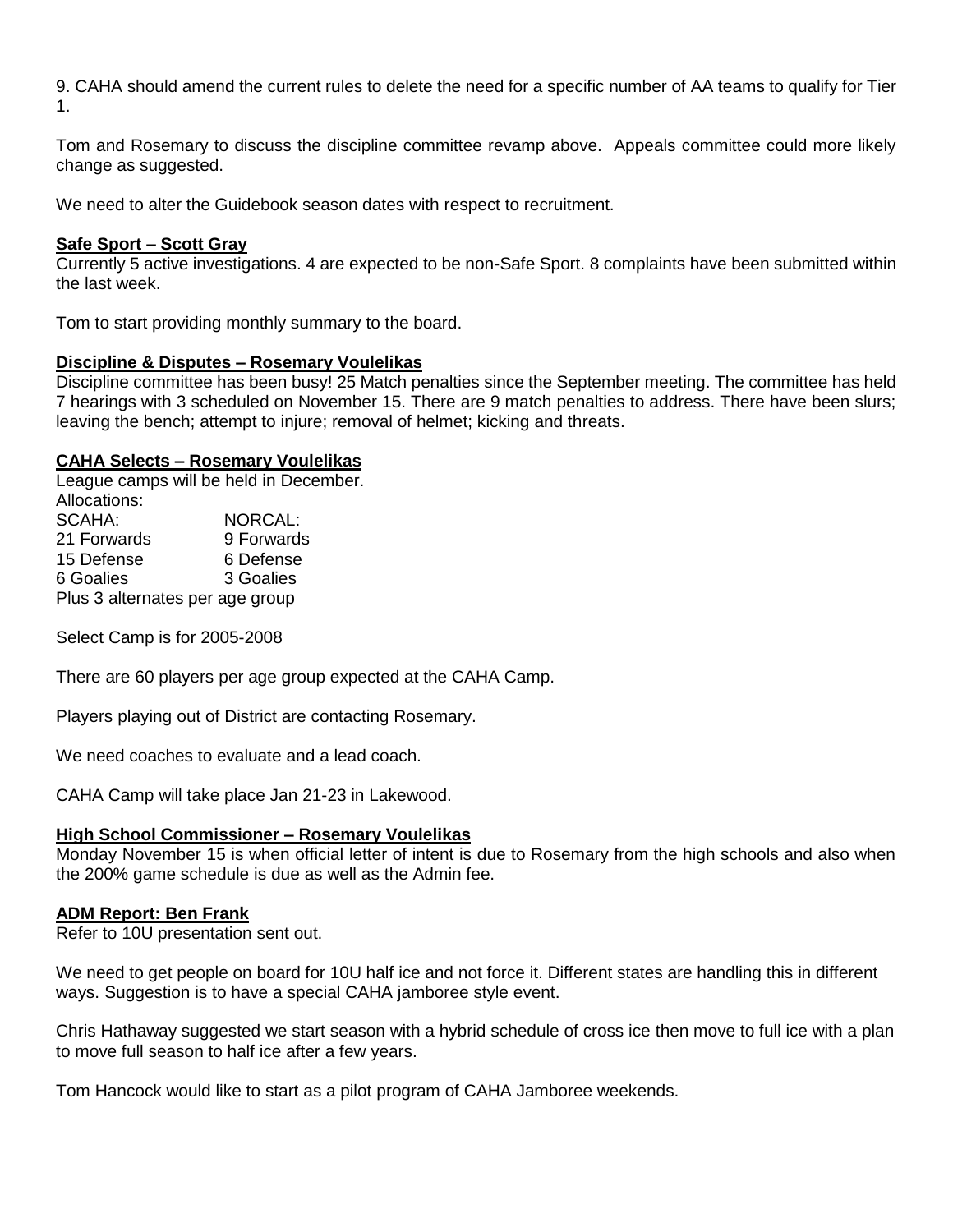9. CAHA should amend the current rules to delete the need for a specific number of AA teams to qualify for Tier 1.

Tom and Rosemary to discuss the discipline committee revamp above. Appeals committee could more likely change as suggested.

We need to alter the Guidebook season dates with respect to recruitment.

**Safe Sport – Scott Gray**

Currently 5 active investigations. 4 are expected to be non-Safe Sport. 8 complaints have been submitted within the last week.

Tom to start providing monthly summary to the board.

**Discipline & Disputes – Rosemary Voulelikas**

Discipline committee has been busy! 25 Match penalties since the September meeting. The committee has held 7 hearings with 3 scheduled on November 15. There are 9 match penalties to address. There have been slurs; leaving the bench; attempt to injure; removal of helmet; kicking and threats.

**CAHA Selects – Rosemary Voulelikas**

League camps will be held in December.
Allocations:

| SCAHA: | NORCAL: |
| --- | --- |
| 21 Forwards | 9 Forwards |
| 15 Defense | 6 Defense |
| 6 Goalies | 3 Goalies |

Plus 3 alternates per age group

Select Camp is for 2005-2008

There are 60 players per age group expected at the CAHA Camp.

Players playing out of District are contacting Rosemary.

We need coaches to evaluate and a lead coach.

CAHA Camp will take place Jan 21-23 in Lakewood.

**High School Commissioner – Rosemary Voulelikas**

Monday November 15 is when official letter of intent is due to Rosemary from the high schools and also when the 200% game schedule is due as well as the Admin fee.

**ADM Report: Ben Frank**

Refer to 10U presentation sent out.

We need to get people on board for 10U half ice and not force it. Different states are handling this in different ways. Suggestion is to have a special CAHA jamboree style event.

Chris Hathaway suggested we start season with a hybrid schedule of cross ice then move to full ice with a plan to move full season to half ice after a few years.

Tom Hancock would like to start as a pilot program of CAHA Jamboree weekends.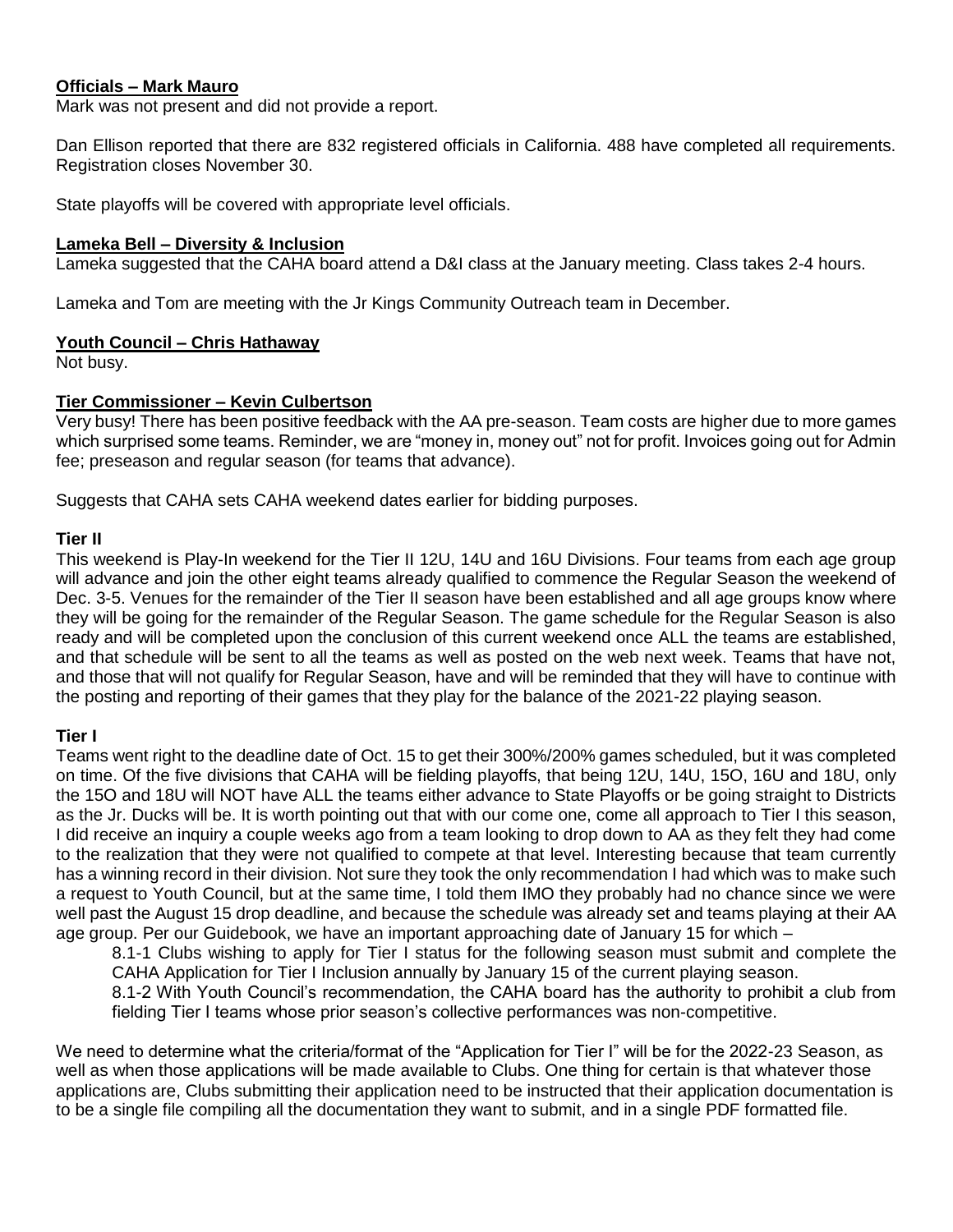**Officials – Mark Mauro**
Mark was not present and did not provide a report.

Dan Ellison reported that there are 832 registered officials in California. 488 have completed all requirements. Registration closes November 30.

State playoffs will be covered with appropriate level officials.

**Lameka Bell – Diversity & Inclusion**
Lameka suggested that the CAHA board attend a D&I class at the January meeting. Class takes 2-4 hours.

Lameka and Tom are meeting with the Jr Kings Community Outreach team in December.

**Youth Council – Chris Hathaway**
Not busy.

**Tier Commissioner – Kevin Culbertson**
Very busy! There has been positive feedback with the AA pre-season. Team costs are higher due to more games which surprised some teams. Reminder, we are "money in, money out" not for profit. Invoices going out for Admin fee; preseason and regular season (for teams that advance).

Suggests that CAHA sets CAHA weekend dates earlier for bidding purposes.

**Tier II**
This weekend is Play-In weekend for the Tier II 12U, 14U and 16U Divisions. Four teams from each age group will advance and join the other eight teams already qualified to commence the Regular Season the weekend of Dec. 3-5. Venues for the remainder of the Tier II season have been established and all age groups know where they will be going for the remainder of the Regular Season. The game schedule for the Regular Season is also ready and will be completed upon the conclusion of this current weekend once ALL the teams are established, and that schedule will be sent to all the teams as well as posted on the web next week. Teams that have not, and those that will not qualify for Regular Season, have and will be reminded that they will have to continue with the posting and reporting of their games that they play for the balance of the 2021-22 playing season.

**Tier I**
Teams went right to the deadline date of Oct. 15 to get their 300%/200% games scheduled, but it was completed on time. Of the five divisions that CAHA will be fielding playoffs, that being 12U, 14U, 15O, 16U and 18U, only the 15O and 18U will NOT have ALL the teams either advance to State Playoffs or be going straight to Districts as the Jr. Ducks will be. It is worth pointing out that with our come one, come all approach to Tier I this season, I did receive an inquiry a couple weeks ago from a team looking to drop down to AA as they felt they had come to the realization that they were not qualified to compete at that level. Interesting because that team currently has a winning record in their division. Not sure they took the only recommendation I had which was to make such a request to Youth Council, but at the same time, I told them IMO they probably had no chance since we were well past the August 15 drop deadline, and because the schedule was already set and teams playing at their AA age group. Per our Guidebook, we have an important approaching date of January 15 for which –

> 8.1-1 Clubs wishing to apply for Tier I status for the following season must submit and complete the CAHA Application for Tier I Inclusion annually by January 15 of the current playing season.
>
> 8.1-2 With Youth Council's recommendation, the CAHA board has the authority to prohibit a club from fielding Tier I teams whose prior season's collective performances was non-competitive.

We need to determine what the criteria/format of the "Application for Tier I" will be for the 2022-23 Season, as well as when those applications will be made available to Clubs. One thing for certain is that whatever those applications are, Clubs submitting their application need to be instructed that their application documentation is to be a single file compiling all the documentation they want to submit, and in a single PDF formatted file.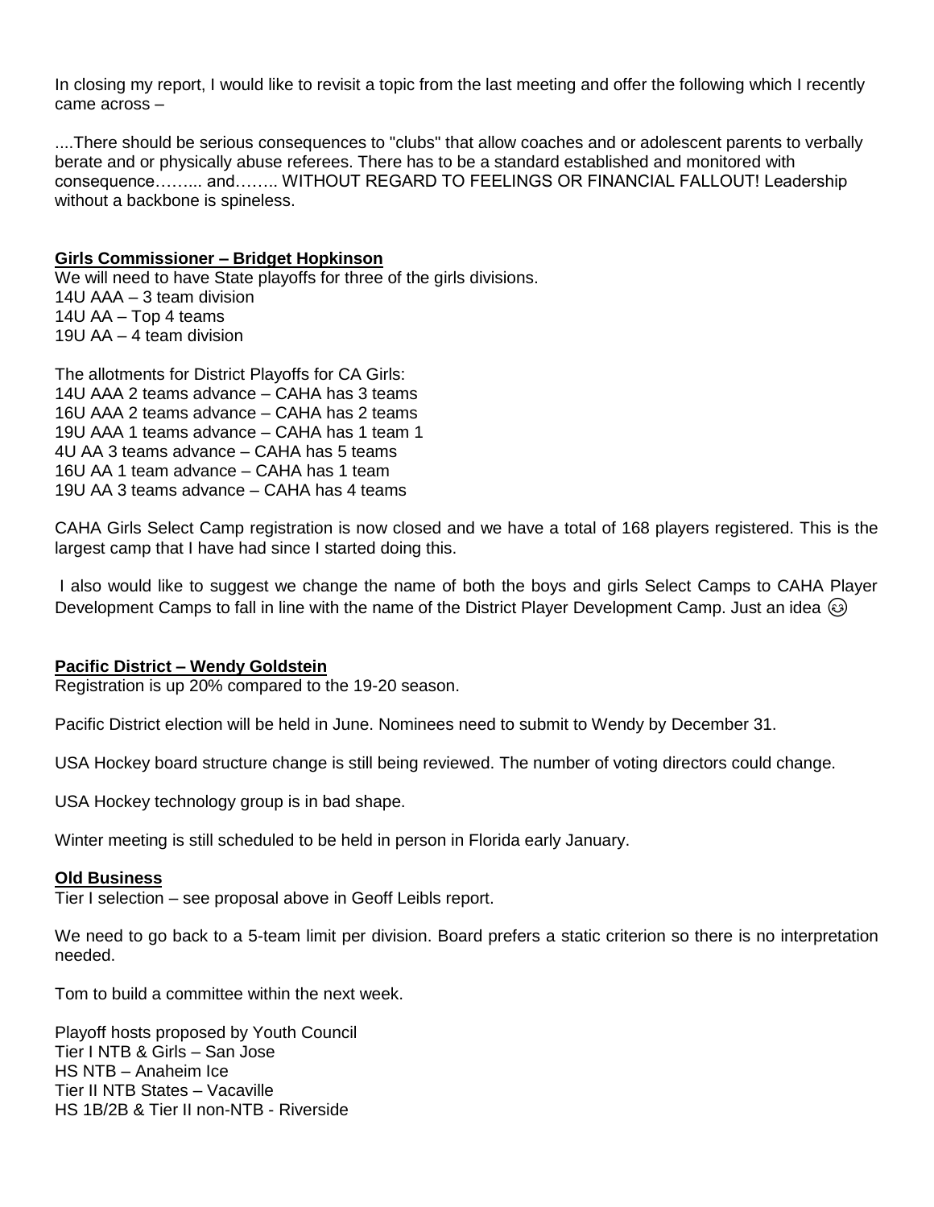In closing my report, I would like to revisit a topic from the last meeting and offer the following which I recently came across –

....There should be serious consequences to "clubs" that allow coaches and or adolescent parents to verbally berate and or physically abuse referees. There has to be a standard established and monitored with consequence…….. and…….. WITHOUT REGARD TO FEELINGS OR FINANCIAL FALLOUT! Leadership without a backbone is spineless.

**Girls Commissioner – Bridget Hopkinson**

We will need to have State playoffs for three of the girls divisions.
14U AAA – 3 team division
14U AA – Top 4 teams
19U AA – 4 team division

The allotments for District Playoffs for CA Girls:
14U AAA 2 teams advance – CAHA has 3 teams
16U AAA 2 teams advance – CAHA has 2 teams
19U AAA 1 teams advance – CAHA has 1 team 1
4U AA 3 teams advance – CAHA has 5 teams
16U AA 1 team advance – CAHA has 1 team
19U AA 3 teams advance – CAHA has 4 teams

CAHA Girls Select Camp registration is now closed and we have a total of 168 players registered. This is the largest camp that I have had since I started doing this.

I also would like to suggest we change the name of both the boys and girls Select Camps to CAHA Player Development Camps to fall in line with the name of the District Player Development Camp. Just an idea 😉

**Pacific District – Wendy Goldstein**

Registration is up 20% compared to the 19-20 season.

Pacific District election will be held in June. Nominees need to submit to Wendy by December 31.

USA Hockey board structure change is still being reviewed. The number of voting directors could change.

USA Hockey technology group is in bad shape.

Winter meeting is still scheduled to be held in person in Florida early January.

**Old Business**

Tier I selection – see proposal above in Geoff Leibls report.

We need to go back to a 5-team limit per division. Board prefers a static criterion so there is no interpretation needed.

Tom to build a committee within the next week.

Playoff hosts proposed by Youth Council
Tier I NTB & Girls – San Jose
HS NTB – Anaheim Ice
Tier II NTB States – Vacaville
HS 1B/2B & Tier II non-NTB - Riverside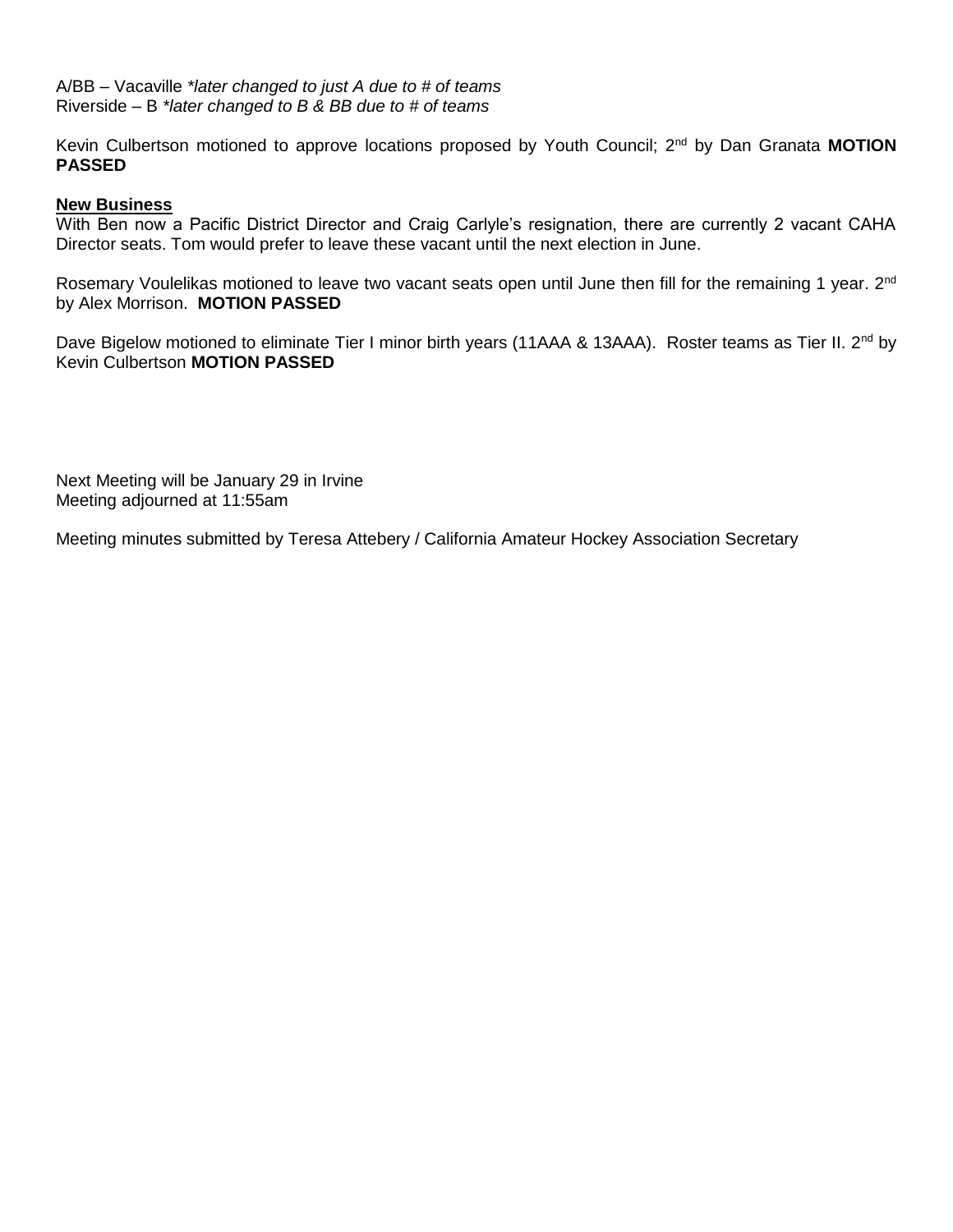A/BB – Vacaville *\*later changed to just A due to # of teams*
Riverside – B *\*later changed to B & BB due to # of teams*

Kevin Culbertson motioned to approve locations proposed by Youth Council; 2nd by Dan Granata **MOTION PASSED**

**New Business**

With Ben now a Pacific District Director and Craig Carlyle's resignation, there are currently 2 vacant CAHA Director seats. Tom would prefer to leave these vacant until the next election in June.

Rosemary Voulelikas motioned to leave two vacant seats open until June then fill for the remaining 1 year. 2nd by Alex Morrison. **MOTION PASSED**

Dave Bigelow motioned to eliminate Tier I minor birth years (11AAA & 13AAA). Roster teams as Tier II. 2nd by Kevin Culbertson **MOTION PASSED**

Next Meeting will be January 29 in Irvine
Meeting adjourned at 11:55am

Meeting minutes submitted by Teresa Attebery / California Amateur Hockey Association Secretary